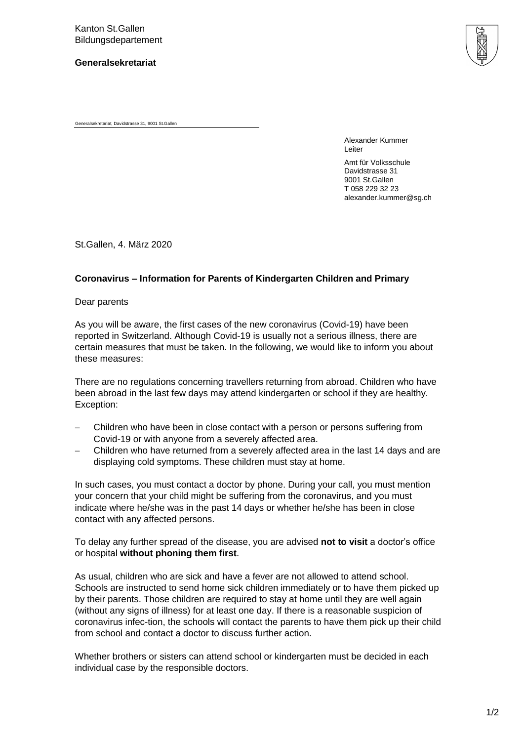Kanton St.Gallen
Bildungsdepartement

**Generalsekretariat**

Generalsekretariat, Davidstrasse 31, 9001 St.Gallen

Alexander Kummer
Leiter

Amt für Volksschule
Davidstrasse 31
9001 St.Gallen
T 058 229 32 23
alexander.kummer@sg.ch

St.Gallen, 4. März 2020

**Coronavirus – Information for Parents of Kindergarten Children and Primary**

Dear parents

As you will be aware, the first cases of the new coronavirus (Covid-19) have been reported in Switzerland. Although Covid-19 is usually not a serious illness, there are certain measures that must be taken. In the following, we would like to inform you about these measures:

There are no regulations concerning travellers returning from abroad. Children who have been abroad in the last few days may attend kindergarten or school if they are healthy. Exception:

- Children who have been in close contact with a person or persons suffering from Covid-19 or with anyone from a severely affected area.
- Children who have returned from a severely affected area in the last 14 days and are displaying cold symptoms. These children must stay at home.

In such cases, you must contact a doctor by phone. During your call, you must mention your concern that your child might be suffering from the coronavirus, and you must indicate where he/she was in the past 14 days or whether he/she has been in close contact with any affected persons.

To delay any further spread of the disease, you are advised **not to visit** a doctor's office or hospital **without phoning them first**.

As usual, children who are sick and have a fever are not allowed to attend school. Schools are instructed to send home sick children immediately or to have them picked up by their parents. Those children are required to stay at home until they are well again (without any signs of illness) for at least one day. If there is a reasonable suspicion of coronavirus infec-tion, the schools will contact the parents to have them pick up their child from school and contact a doctor to discuss further action.

Whether brothers or sisters can attend school or kindergarten must be decided in each individual case by the responsible doctors.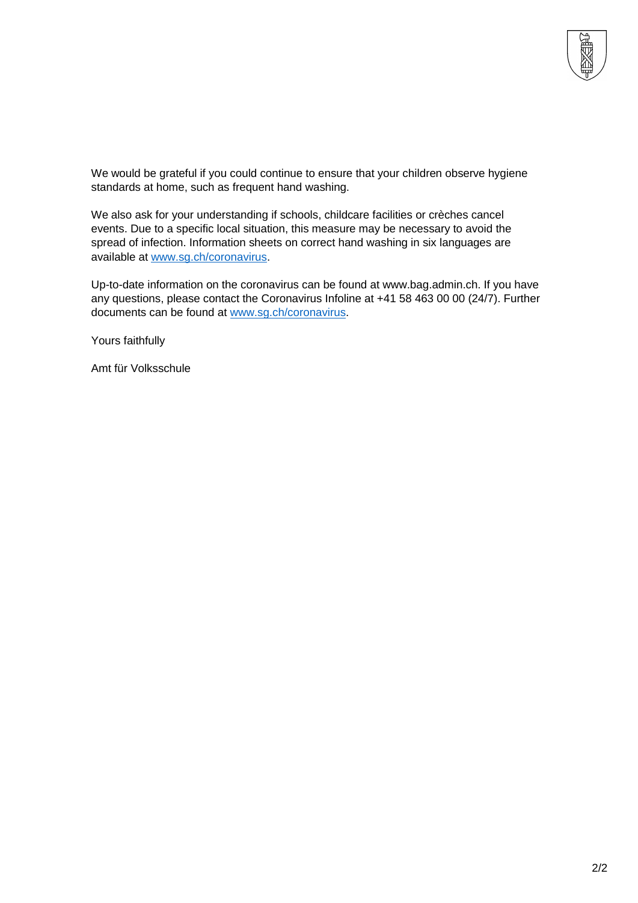We would be grateful if you could continue to ensure that your children observe hygiene standards at home, such as frequent hand washing.

We also ask for your understanding if schools, childcare facilities or crèches cancel events. Due to a specific local situation, this measure may be necessary to avoid the spread of infection. Information sheets on correct hand washing in six languages are available at www.sg.ch/coronavirus.

Up-to-date information on the coronavirus can be found at www.bag.admin.ch. If you have any questions, please contact the Coronavirus Infoline at +41 58 463 00 00 (24/7). Further documents can be found at www.sg.ch/coronavirus.

Yours faithfully

Amt für Volksschule